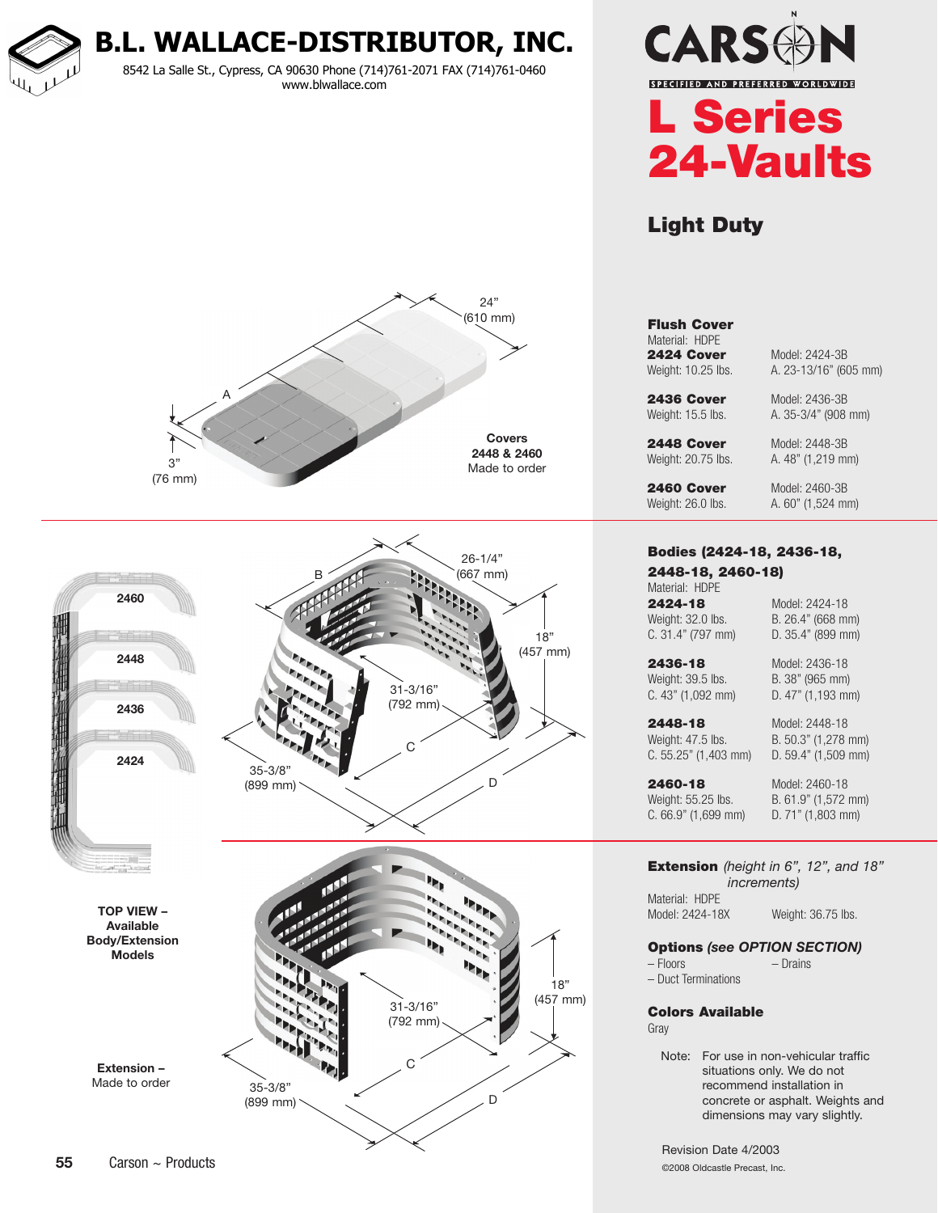# B.L. WALLACE-DISTRIBUTOR, INC.

8542 La Salle St., Cypress, CA 90630 Phone (714)761-2071 FAX (714)761-0460
www.blwallace.com

CARSON

SPECIFIED AND PREFERRED WORLDWIDE

# L Series 24-Vaults

## Light Duty

24" (610 mm)

A

3" (76 mm)

**Covers 2448 & 2460** Made to order

### Flush Cover

Material: HDPE

| Cover | Details |
| --- | --- |
| **2424 Cover** Weight: 10.25 lbs. | Model: 2424-3B A. 23-13/16" (605 mm) |
| **2436 Cover** Weight: 15.5 lbs. | Model: 2436-3B A. 35-3/4" (908 mm) |
| **2448 Cover** Weight: 20.75 lbs. | Model: 2448-3B A. 48" (1,219 mm) |
| **2460 Cover** Weight: 26.0 lbs. | Model: 2460-3B A. 60" (1,524 mm) |

2460

2448

2436

2424

B

26-1/4" (667 mm)

18" (457 mm)

31-3/16" (792 mm)

C

35-3/8" (899 mm)

D

### Bodies (2424-18, 2436-18, 2448-18, 2460-18)

Material: HDPE

| Body | Details |
| --- | --- |
| **2424-18** Weight: 32.0 lbs. C. 31.4" (797 mm) | Model: 2424-18 B. 26.4" (668 mm) D. 35.4" (899 mm) |
| **2436-18** Weight: 39.5 lbs. C. 43" (1,092 mm) | Model: 2436-18 B. 38" (965 mm) D. 47" (1,193 mm) |
| **2448-18** Weight: 47.5 lbs. C. 55.25" (1,403 mm) | Model: 2448-18 B. 50.3" (1,278 mm) D. 59.4" (1,509 mm) |
| **2460-18** Weight: 55.25 lbs. C. 66.9" (1,699 mm) | Model: 2460-18 B. 61.9" (1,572 mm) D. 71" (1,803 mm) |

**TOP VIEW – Available Body/Extension Models**

18" (457 mm)

31-3/16" (792 mm)

C

35-3/8" (899 mm)

D

**Extension –** Made to order

### Extension *(height in 6", 12", and 18" increments)*

Material: HDPE

Model: 2424-18X Weight: 36.75 lbs.

### Options *(see OPTION SECTION)*

– Floors
– Drains
– Duct Terminations

### Colors Available

Gray

Note: For use in non-vehicular traffic situations only. We do not recommend installation in concrete or asphalt. Weights and dimensions may vary slightly.

Revision Date 4/2003

©2008 Oldcastle Precast, Inc.

Carson ~ Products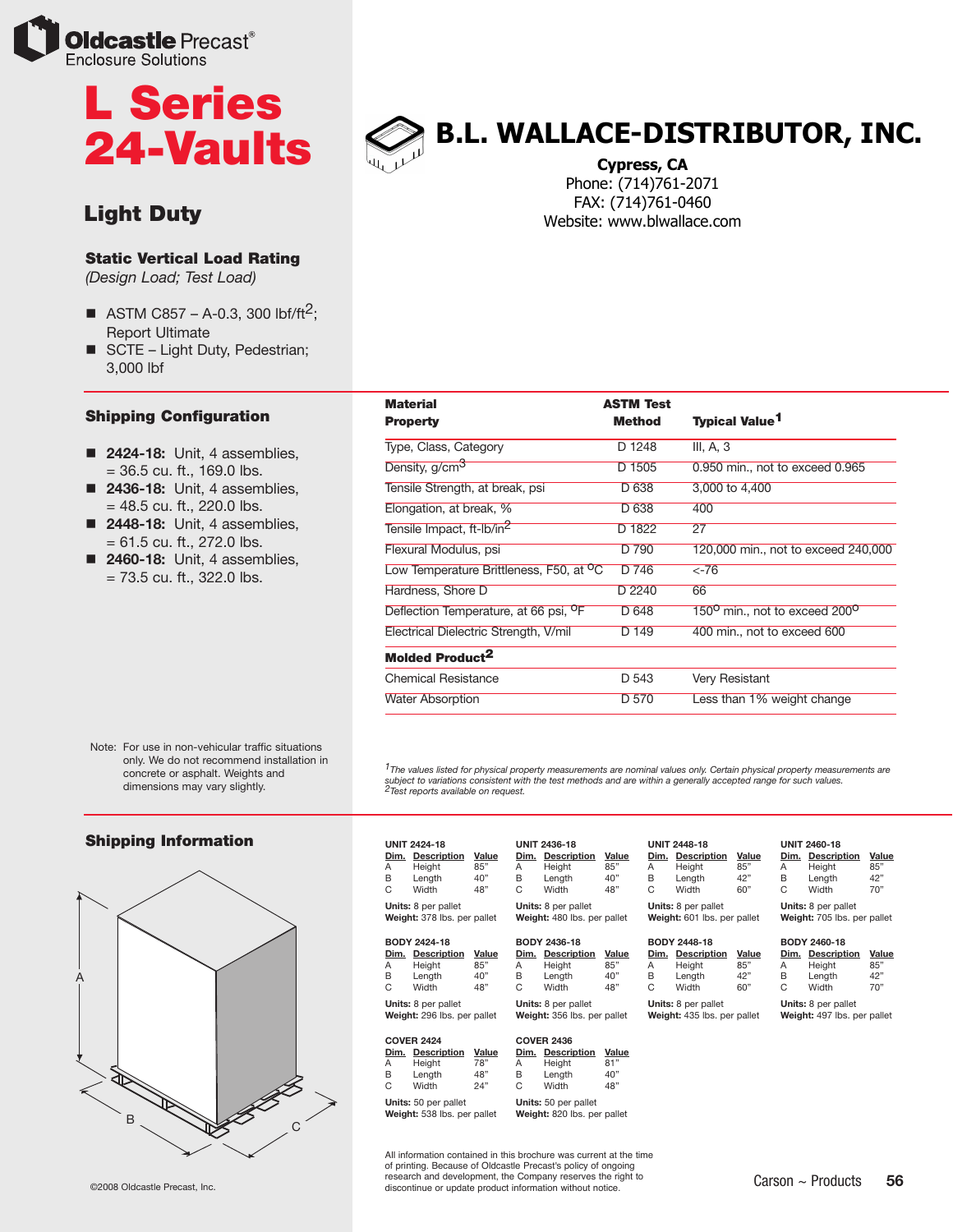Oldcastle Precast®
Enclosure Solutions

# L Series 24-Vaults

## B.L. WALLACE-DISTRIBUTOR, INC.

**Cypress, CA**
Phone: (714)761-2071
FAX: (714)761-0460
Website: www.blwallace.com

## Light Duty

### Static Vertical Load Rating

*(Design Load; Test Load)*

- ASTM C857 – A-0.3, 300 lbf/ft$^2$; Report Ultimate
- SCTE – Light Duty, Pedestrian; 3,000 lbf

### Shipping Configuration

- **2424-18:** Unit, 4 assemblies, = 36.5 cu. ft., 169.0 lbs.
- **2436-18:** Unit, 4 assemblies, = 48.5 cu. ft., 220.0 lbs.
- **2448-18:** Unit, 4 assemblies, = 61.5 cu. ft., 272.0 lbs.
- **2460-18:** Unit, 4 assemblies, = 73.5 cu. ft., 322.0 lbs.

| Material Property | ASTM Test Method | Typical Value[1] |
|---|---|---|
| Type, Class, Category | D 1248 | III, A, 3 |
| Density, g/cm$^3$ | D 1505 | 0.950 min., not to exceed 0.965 |
| Tensile Strength, at break, psi | D 638 | 3,000 to 4,400 |
| Elongation, at break, % | D 638 | 400 |
| Tensile Impact, ft-lb/in$^2$ | D 1822 | 27 |
| Flexural Modulus, psi | D 790 | 120,000 min., not to exceed 240,000 |
| Low Temperature Brittleness, F50, at $^{o}$C | D 746 | <-76 |
| Hardness, Shore D | D 2240 | 66 |
| Deflection Temperature, at 66 psi, $^{o}$F | D 648 | 150$^{o}$ min., not to exceed 200$^{o}$ |
| Electrical Dielectric Strength, V/mil | D 149 | 400 min., not to exceed 600 |
| **Molded Product[2]** | | |
| Chemical Resistance | D 543 | Very Resistant |
| Water Absorption | D 570 | Less than 1% weight change |

Note: For use in non-vehicular traffic situations only. We do not recommend installation in concrete or asphalt. Weights and dimensions may vary slightly.

*[1]The values listed for physical property measurements are nominal values only. Certain physical property measurements are subject to variations consistent with the test methods and are within a generally accepted range for such values.*
*[2]Test reports available on request.*

### Shipping Information

A

B

C

**UNIT 2424-18**

| Dim. | Description | Value |
|---|---|---|
| A | Height | 85" |
| B | Length | 40" |
| C | Width | 48" |

**Units:** 8 per pallet
**Weight:** 378 lbs. per pallet

**UNIT 2436-18**

| Dim. | Description | Value |
|---|---|---|
| A | Height | 85" |
| B | Length | 40" |
| C | Width | 48" |

**Units:** 8 per pallet
**Weight:** 480 lbs. per pallet

**UNIT 2448-18**

| Dim. | Description | Value |
|---|---|---|
| A | Height | 85" |
| B | Length | 42" |
| C | Width | 60" |

**Units:** 8 per pallet
**Weight:** 601 lbs. per pallet

**UNIT 2460-18**

| Dim. | Description | Value |
|---|---|---|
| A | Height | 85" |
| B | Length | 42" |
| C | Width | 70" |

**Units:** 8 per pallet
**Weight:** 705 lbs. per pallet

**BODY 2424-18**

| Dim. | Description | Value |
|---|---|---|
| A | Height | 85" |
| B | Length | 40" |
| C | Width | 48" |

**Units:** 8 per pallet
**Weight:** 296 lbs. per pallet

**BODY 2436-18**

| Dim. | Description | Value |
|---|---|---|
| A | Height | 85" |
| B | Length | 40" |
| C | Width | 48" |

**Units:** 8 per pallet
**Weight:** 356 lbs. per pallet

**BODY 2448-18**

| Dim. | Description | Value |
|---|---|---|
| A | Height | 85" |
| B | Length | 42" |
| C | Width | 60" |

**Units:** 8 per pallet
**Weight:** 435 lbs. per pallet

**BODY 2460-18**

| Dim. | Description | Value |
|---|---|---|
| A | Height | 85" |
| B | Length | 42" |
| C | Width | 70" |

**Units:** 8 per pallet
**Weight:** 497 lbs. per pallet

**COVER 2424**

| Dim. | Description | Value |
|---|---|---|
| A | Height | 78" |
| B | Length | 48" |
| C | Width | 24" |

**Units:** 50 per pallet
**Weight:** 538 lbs. per pallet

**COVER 2436**

| Dim. | Description | Value |
|---|---|---|
| A | Height | 81" |
| B | Length | 40" |
| C | Width | 48" |

**Units:** 50 per pallet
**Weight:** 820 lbs. per pallet

©2008 Oldcastle Precast, Inc.

All information contained in this brochure was current at the time of printing. Because of Oldcastle Precast's policy of ongoing research and development, the Company reserves the right to discontinue or update product information without notice.

Carson ~ Products